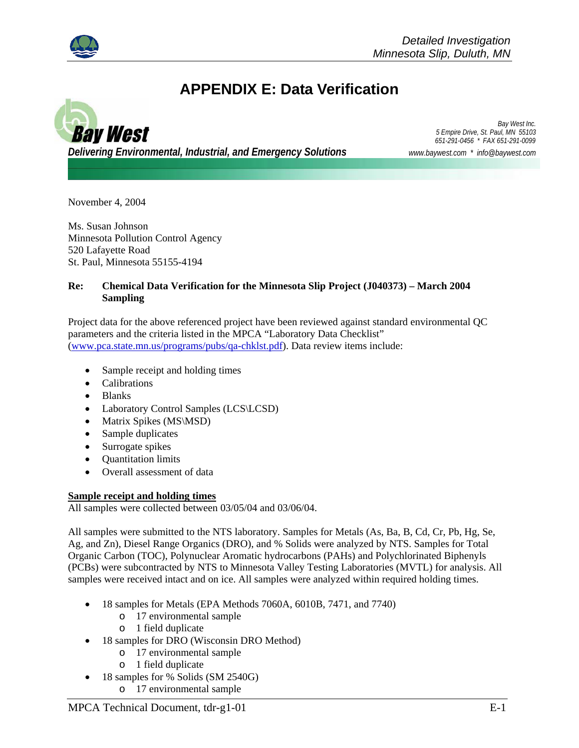# APPENDIX E: Data Verification

**Bay West**

*Delivering Environmental, Industrial, and Emergency Solutions*

*Bay West Inc.*
*5 Empire Drive, St. Paul, MN 55103*
*651-291-0456 * FAX 651-291-0099*
*www.baywest.com * info@baywest.com*

November 4, 2004

Ms. Susan Johnson
Minnesota Pollution Control Agency
520 Lafayette Road
St. Paul, Minnesota 55155-4194

**Re: Chemical Data Verification for the Minnesota Slip Project (J040373) – March 2004 Sampling**

Project data for the above referenced project have been reviewed against standard environmental QC parameters and the criteria listed in the MPCA "Laboratory Data Checklist" (www.pca.state.mn.us/programs/pubs/qa-chklst.pdf). Data review items include:

- Sample receipt and holding times
- Calibrations
- Blanks
- Laboratory Control Samples (LCS\LCSD)
- Matrix Spikes (MS\MSD)
- Sample duplicates
- Surrogate spikes
- Quantitation limits
- Overall assessment of data

**Sample receipt and holding times**

All samples were collected between 03/05/04 and 03/06/04.

All samples were submitted to the NTS laboratory. Samples for Metals (As, Ba, B, Cd, Cr, Pb, Hg, Se, Ag, and Zn), Diesel Range Organics (DRO), and % Solids were analyzed by NTS. Samples for Total Organic Carbon (TOC), Polynuclear Aromatic hydrocarbons (PAHs) and Polychlorinated Biphenyls (PCBs) were subcontracted by NTS to Minnesota Valley Testing Laboratories (MVTL) for analysis. All samples were received intact and on ice. All samples were analyzed within required holding times.

- 18 samples for Metals (EPA Methods 7060A, 6010B, 7471, and 7740)
  - 17 environmental sample
  - 1 field duplicate
- 18 samples for DRO (Wisconsin DRO Method)
  - 17 environmental sample
  - 1 field duplicate
- 18 samples for % Solids (SM 2540G)
  - 17 environmental sample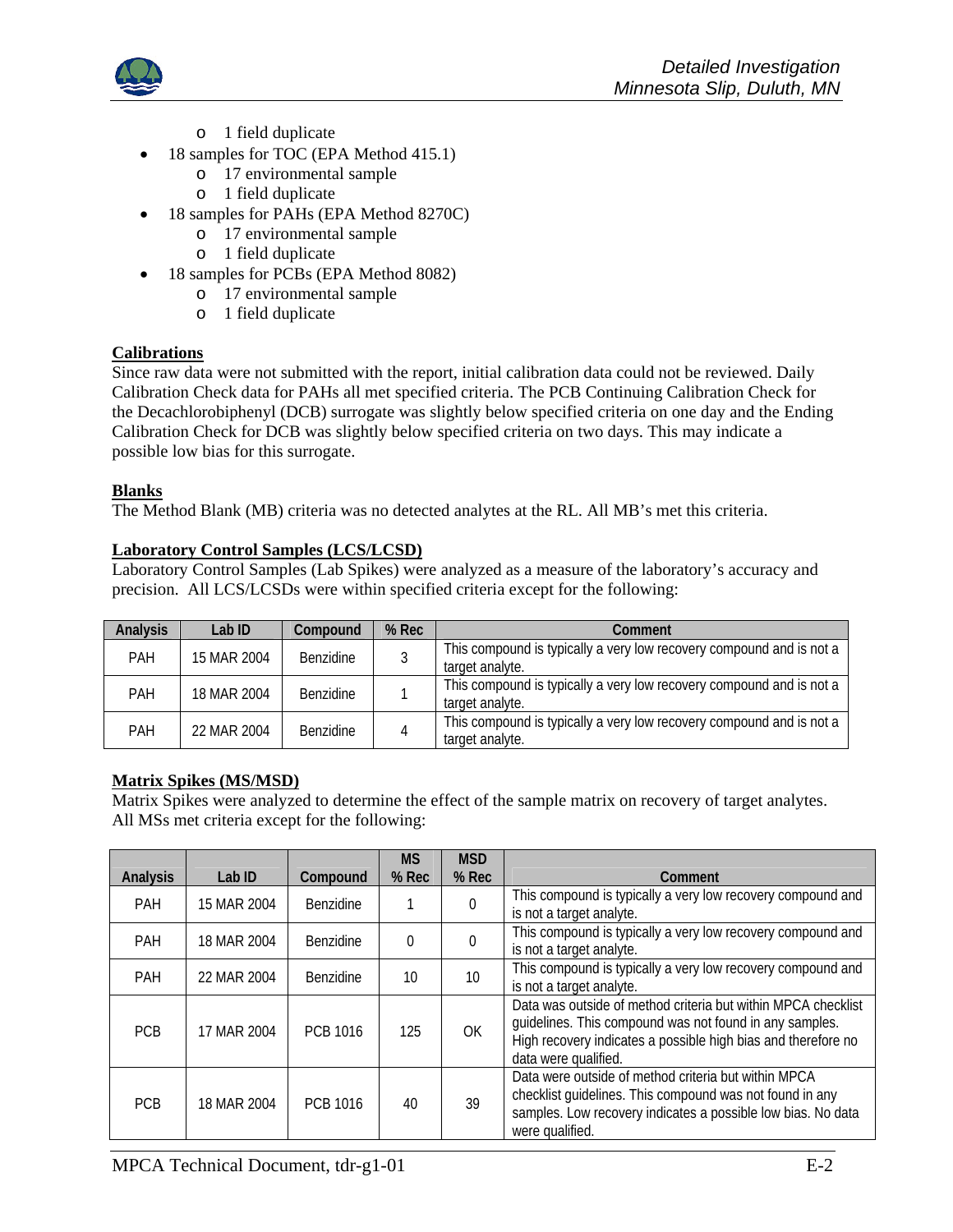- 1 field duplicate
- 18 samples for TOC (EPA Method 415.1)
    - 17 environmental sample
    - 1 field duplicate
- 18 samples for PAHs (EPA Method 8270C)
    - 17 environmental sample
    - 1 field duplicate
- 18 samples for PCBs (EPA Method 8082)
    - 17 environmental sample
    - 1 field duplicate

**Calibrations**

Since raw data were not submitted with the report, initial calibration data could not be reviewed. Daily Calibration Check data for PAHs all met specified criteria. The PCB Continuing Calibration Check for the Decachlorobiphenyl (DCB) surrogate was slightly below specified criteria on one day and the Ending Calibration Check for DCB was slightly below specified criteria on two days. This may indicate a possible low bias for this surrogate.

**Blanks**

The Method Blank (MB) criteria was no detected analytes at the RL. All MB's met this criteria.

**Laboratory Control Samples (LCS/LCSD)**

Laboratory Control Samples (Lab Spikes) were analyzed as a measure of the laboratory's accuracy and precision. All LCS/LCSDs were within specified criteria except for the following:

| Analysis | Lab ID | Compound | % Rec | Comment |
|---|---|---|---|---|
| PAH | 15 MAR 2004 | Benzidine | 3 | This compound is typically a very low recovery compound and is not a target analyte. |
| PAH | 18 MAR 2004 | Benzidine | 1 | This compound is typically a very low recovery compound and is not a target analyte. |
| PAH | 22 MAR 2004 | Benzidine | 4 | This compound is typically a very low recovery compound and is not a target analyte. |

**Matrix Spikes (MS/MSD)**

Matrix Spikes were analyzed to determine the effect of the sample matrix on recovery of target analytes. All MSs met criteria except for the following:

| Analysis | Lab ID | Compound | MS % Rec | MSD % Rec | Comment |
|---|---|---|---|---|---|
| PAH | 15 MAR 2004 | Benzidine | 1 | 0 | This compound is typically a very low recovery compound and is not a target analyte. |
| PAH | 18 MAR 2004 | Benzidine | 0 | 0 | This compound is typically a very low recovery compound and is not a target analyte. |
| PAH | 22 MAR 2004 | Benzidine | 10 | 10 | This compound is typically a very low recovery compound and is not a target analyte. |
| PCB | 17 MAR 2004 | PCB 1016 | 125 | OK | Data was outside of method criteria but within MPCA checklist guidelines. This compound was not found in any samples. High recovery indicates a possible high bias and therefore no data were qualified. |
| PCB | 18 MAR 2004 | PCB 1016 | 40 | 39 | Data were outside of method criteria but within MPCA checklist guidelines. This compound was not found in any samples. Low recovery indicates a possible low bias. No data were qualified. |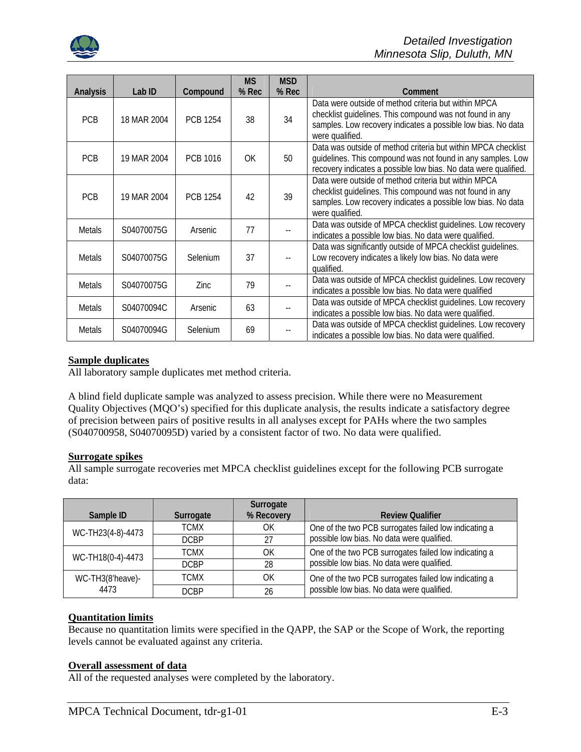| Analysis | Lab ID | Compound | MS % Rec | MSD % Rec | Comment |
|---|---|---|---|---|---|
| PCB | 18 MAR 2004 | PCB 1254 | 38 | 34 | Data were outside of method criteria but within MPCA checklist guidelines. This compound was not found in any samples. Low recovery indicates a possible low bias. No data were qualified. |
| PCB | 19 MAR 2004 | PCB 1016 | OK | 50 | Data was outside of method criteria but within MPCA checklist guidelines. This compound was not found in any samples. Low recovery indicates a possible low bias. No data were qualified. |
| PCB | 19 MAR 2004 | PCB 1254 | 42 | 39 | Data were outside of method criteria but within MPCA checklist guidelines. This compound was not found in any samples. Low recovery indicates a possible low bias. No data were qualified. |
| Metals | S04070075G | Arsenic | 77 | -- | Data was outside of MPCA checklist guidelines. Low recovery indicates a possible low bias. No data were qualified. |
| Metals | S04070075G | Selenium | 37 | -- | Data was significantly outside of MPCA checklist guidelines. Low recovery indicates a likely low bias. No data were qualified. |
| Metals | S04070075G | Zinc | 79 | -- | Data was outside of MPCA checklist guidelines. Low recovery indicates a possible low bias. No data were qualified |
| Metals | S04070094C | Arsenic | 63 | -- | Data was outside of MPCA checklist guidelines. Low recovery indicates a possible low bias. No data were qualified. |
| Metals | S04070094G | Selenium | 69 | -- | Data was outside of MPCA checklist guidelines. Low recovery indicates a possible low bias. No data were qualified. |

**Sample duplicates**

All laboratory sample duplicates met method criteria.

A blind field duplicate sample was analyzed to assess precision. While there were no Measurement Quality Objectives (MQO's) specified for this duplicate analysis, the results indicate a satisfactory degree of precision between pairs of positive results in all analyses except for PAHs where the two samples (S040700958, S04070095D) varied by a consistent factor of two. No data were qualified.

**Surrogate spikes**

All sample surrogate recoveries met MPCA checklist guidelines except for the following PCB surrogate data:

| Sample ID | Surrogate | Surrogate % Recovery | Review Qualifier |
|---|---|---|---|
| WC-TH23(4-8)-4473 | TCMX | OK | One of the two PCB surrogates failed low indicating a possible low bias. No data were qualified. |
| | DCBP | 27 | |
| WC-TH18(0-4)-4473 | TCMX | OK | One of the two PCB surrogates failed low indicating a possible low bias. No data were qualified. |
| | DCBP | 28 | |
| WC-TH3(8'heave)-4473 | TCMX | OK | One of the two PCB surrogates failed low indicating a possible low bias. No data were qualified. |
| | DCBP | 26 | |

**Quantitation limits**

Because no quantitation limits were specified in the QAPP, the SAP or the Scope of Work, the reporting levels cannot be evaluated against any criteria.

**Overall assessment of data**

All of the requested analyses were completed by the laboratory.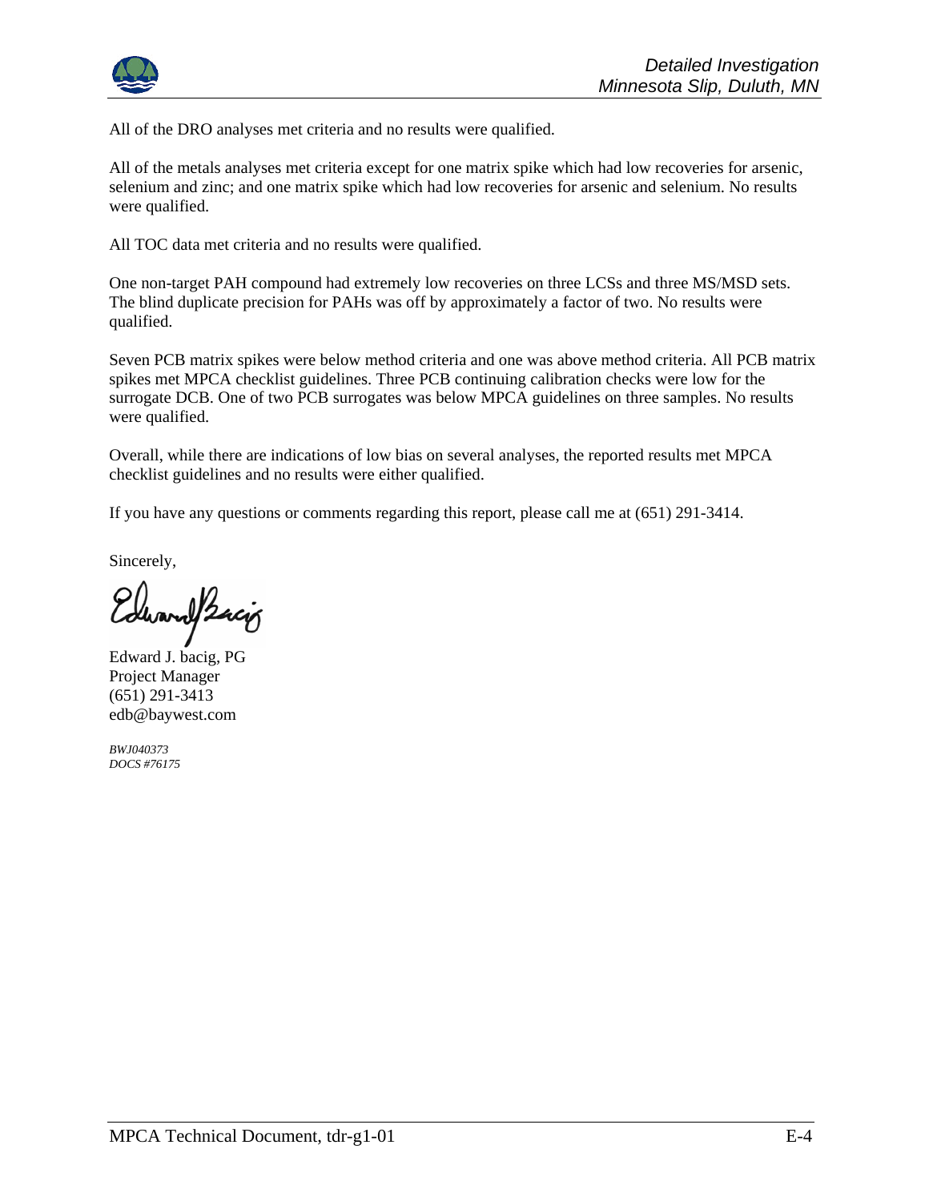All of the DRO analyses met criteria and no results were qualified.

All of the metals analyses met criteria except for one matrix spike which had low recoveries for arsenic, selenium and zinc; and one matrix spike which had low recoveries for arsenic and selenium. No results were qualified.

All TOC data met criteria and no results were qualified.

One non-target PAH compound had extremely low recoveries on three LCSs and three MS/MSD sets. The blind duplicate precision for PAHs was off by approximately a factor of two. No results were qualified.

Seven PCB matrix spikes were below method criteria and one was above method criteria. All PCB matrix spikes met MPCA checklist guidelines. Three PCB continuing calibration checks were low for the surrogate DCB. One of two PCB surrogates was below MPCA guidelines on three samples. No results were qualified.

Overall, while there are indications of low bias on several analyses, the reported results met MPCA checklist guidelines and no results were either qualified.

If you have any questions or comments regarding this report, please call me at (651) 291-3414.

Sincerely,

Edward J. bacig, PG
Project Manager
(651) 291-3413
edb@baywest.com

*BWJ040373*
*DOCS #76175*